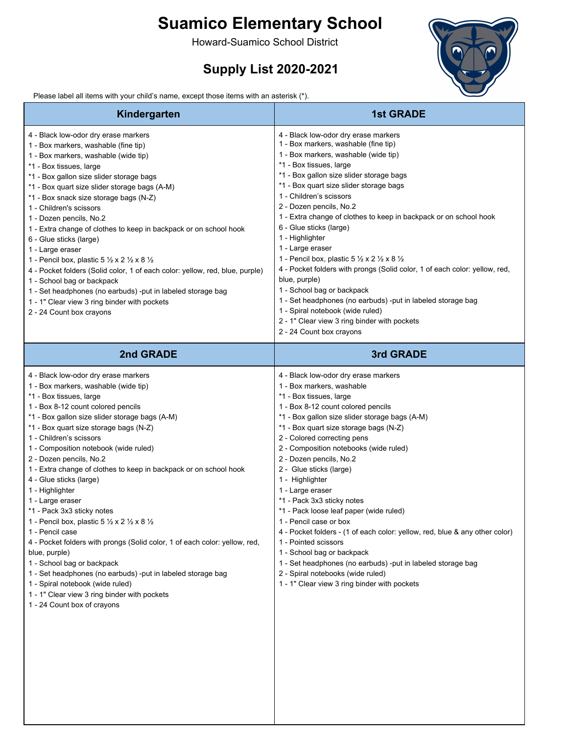# Suamico Elementary School

Howard-Suamico School District

## Supply List 2020-2021

Please label all items with your child's name, except those items with an asterisk (*).

### Kindergarten

- 4 - Black low-odor dry erase markers
- 1 - Box markers, washable (fine tip)
- 1 - Box markers, washable (wide tip)
- *1 - Box tissues, large
- *1 - Box gallon size slider storage bags
- *1 - Box quart size slider storage bags (A-M)
- *1 - Box snack size storage bags (N-Z)
- 1 - Children's scissors
- 1 - Dozen pencils, No.2
- 1 - Extra change of clothes to keep in backpack or on school hook
- 6 - Glue sticks (large)
- 1 - Large eraser
- 1 - Pencil box, plastic 5 ½ x 2 ½ x 8 ½
- 4 - Pocket folders (Solid color, 1 of each color: yellow, red, blue, purple)
- 1 - School bag or backpack
- 1 - Set headphones (no earbuds) -put in labeled storage bag
- 1 - 1" Clear view 3 ring binder with pockets
- 2 - 24 Count box crayons

### 1st GRADE

- 4 - Black low-odor dry erase markers
- 1 - Box markers, washable (fine tip)
- 1 - Box markers, washable (wide tip)
- *1 - Box tissues, large
- *1 - Box gallon size slider storage bags
- *1 - Box quart size slider storage bags
- 1 - Children's scissors
- 2 - Dozen pencils, No.2
- 1 - Extra change of clothes to keep in backpack or on school hook
- 6 - Glue sticks (large)
- 1 - Highlighter
- 1 - Large eraser
- 1 - Pencil box, plastic 5 ½ x 2 ½ x 8 ½
- 4 - Pocket folders with prongs (Solid color, 1 of each color: yellow, red, blue, purple)
- 1 - School bag or backpack
- 1 - Set headphones (no earbuds) -put in labeled storage bag
- 1 - Spiral notebook (wide ruled)
- 2 - 1" Clear view 3 ring binder with pockets
- 2 - 24 Count box crayons

### 2nd GRADE

- 4 - Black low-odor dry erase markers
- 1 - Box markers, washable (wide tip)
- *1 - Box tissues, large
- 1 - Box 8-12 count colored pencils
- *1 - Box gallon size slider storage bags (A-M)
- *1 - Box quart size storage bags (N-Z)
- 1 - Children's scissors
- 1 - Composition notebook (wide ruled)
- 2 - Dozen pencils, No.2
- 1 - Extra change of clothes to keep in backpack or on school hook
- 4 - Glue sticks (large)
- 1 - Highlighter
- 1 - Large eraser
- *1 - Pack 3x3 sticky notes
- 1 - Pencil box, plastic 5 ½ x 2 ½ x 8 ½
- 1 - Pencil case
- 4 - Pocket folders with prongs (Solid color, 1 of each color: yellow, red, blue, purple)
- 1 - School bag or backpack
- 1 - Set headphones (no earbuds) -put in labeled storage bag
- 1 - Spiral notebook (wide ruled)
- 1 - 1" Clear view 3 ring binder with pockets
- 1 - 24 Count box of crayons

### 3rd GRADE

- 4 - Black low-odor dry erase markers
- 1 - Box markers, washable
- *1 - Box tissues, large
- 1 - Box 8-12 count colored pencils
- *1 - Box gallon size slider storage bags (A-M)
- *1 - Box quart size storage bags (N-Z)
- 2 - Colored correcting pens
- 2 - Composition notebooks (wide ruled)
- 2 - Dozen pencils, No.2
- 2 - Glue sticks (large)
- 1 - Highlighter
- 1 - Large eraser
- *1 - Pack 3x3 sticky notes
- *1 - Pack loose leaf paper (wide ruled)
- 1 - Pencil case or box
- 4 - Pocket folders - (1 of each color: yellow, red, blue & any other color)
- 1 - Pointed scissors
- 1 - School bag or backpack
- 1 - Set headphones (no earbuds) -put in labeled storage bag
- 2 - Spiral notebooks (wide ruled)
- 1 - 1" Clear view 3 ring binder with pockets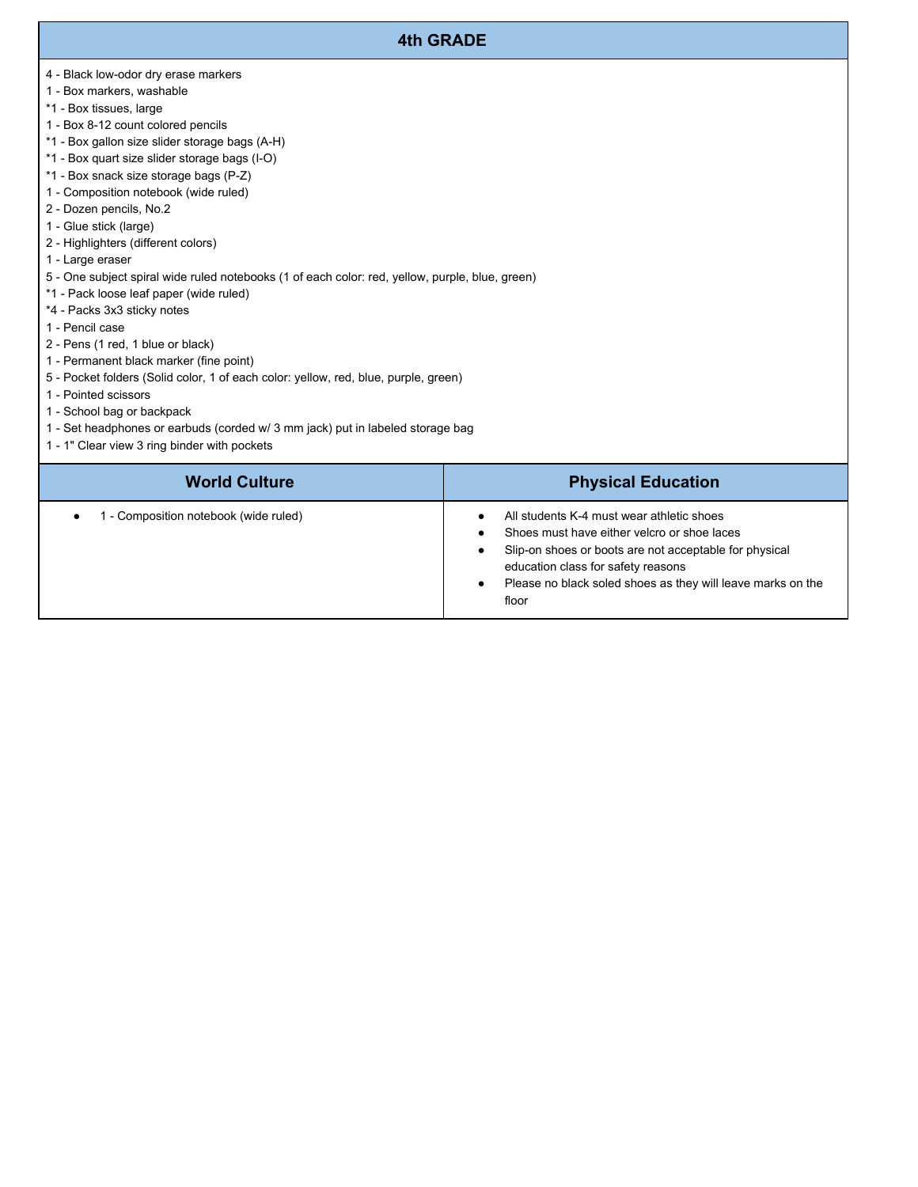## 4th GRADE

4 - Black low-odor dry erase markers
1 - Box markers, washable
*1 - Box tissues, large
1 - Box 8-12 count colored pencils
*1 - Box gallon size slider storage bags (A-H)
*1 - Box quart size slider storage bags (I-O)
*1 - Box snack size storage bags (P-Z)
1 - Composition notebook (wide ruled)
2 - Dozen pencils, No.2
1 - Glue stick (large)
2 - Highlighters (different colors)
1 - Large eraser
5 - One subject spiral wide ruled notebooks (1 of each color: red, yellow, purple, blue, green)
*1 - Pack loose leaf paper (wide ruled)
*4 - Packs 3x3 sticky notes
1 - Pencil case
2 - Pens (1 red, 1 blue or black)
1 - Permanent black marker (fine point)
5 - Pocket folders (Solid color, 1 of each color: yellow, red, blue, purple, green)
1 - Pointed scissors
1 - School bag or backpack
1 - Set headphones or earbuds (corded w/ 3 mm jack) put in labeled storage bag
1 - 1" Clear view 3 ring binder with pockets

## World Culture

- 1 - Composition notebook (wide ruled)

## Physical Education

- All students K-4 must wear athletic shoes
- Shoes must have either velcro or shoe laces
- Slip-on shoes or boots are not acceptable for physical education class for safety reasons
- Please no black soled shoes as they will leave marks on the floor